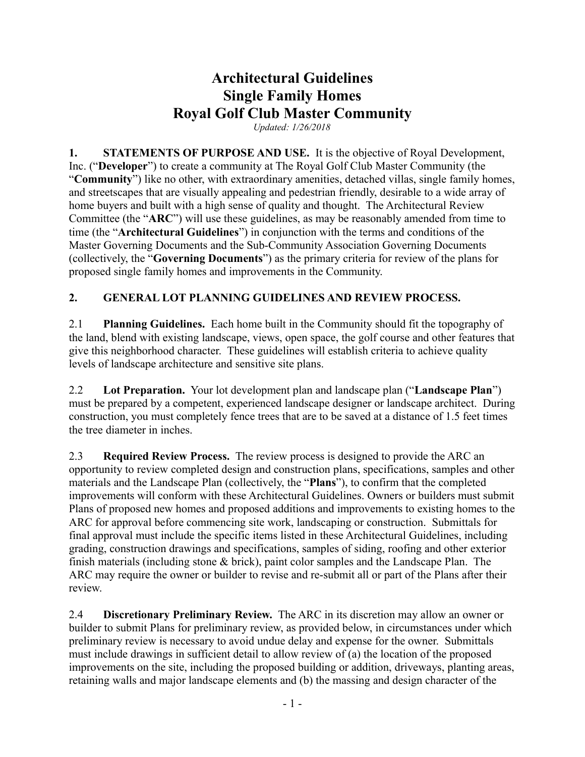# Architectural Guidelines
# Single Family Homes
# Royal Golf Club Master Community

*Updated: 1/26/2018*

**1. STATEMENTS OF PURPOSE AND USE.** It is the objective of Royal Development, Inc. ("**Developer**") to create a community at The Royal Golf Club Master Community (the "**Community**") like no other, with extraordinary amenities, detached villas, single family homes, and streetscapes that are visually appealing and pedestrian friendly, desirable to a wide array of home buyers and built with a high sense of quality and thought. The Architectural Review Committee (the "**ARC**") will use these guidelines, as may be reasonably amended from time to time (the "**Architectural Guidelines**") in conjunction with the terms and conditions of the Master Governing Documents and the Sub-Community Association Governing Documents (collectively, the "**Governing Documents**") as the primary criteria for review of the plans for proposed single family homes and improvements in the Community.

**2. GENERAL LOT PLANNING GUIDELINES AND REVIEW PROCESS.**

2.1 **Planning Guidelines.** Each home built in the Community should fit the topography of the land, blend with existing landscape, views, open space, the golf course and other features that give this neighborhood character. These guidelines will establish criteria to achieve quality levels of landscape architecture and sensitive site plans.

2.2 **Lot Preparation.** Your lot development plan and landscape plan ("**Landscape Plan**") must be prepared by a competent, experienced landscape designer or landscape architect. During construction, you must completely fence trees that are to be saved at a distance of 1.5 feet times the tree diameter in inches.

2.3 **Required Review Process.** The review process is designed to provide the ARC an opportunity to review completed design and construction plans, specifications, samples and other materials and the Landscape Plan (collectively, the "**Plans**"), to confirm that the completed improvements will conform with these Architectural Guidelines. Owners or builders must submit Plans of proposed new homes and proposed additions and improvements to existing homes to the ARC for approval before commencing site work, landscaping or construction. Submittals for final approval must include the specific items listed in these Architectural Guidelines, including grading, construction drawings and specifications, samples of siding, roofing and other exterior finish materials (including stone & brick), paint color samples and the Landscape Plan. The ARC may require the owner or builder to revise and re-submit all or part of the Plans after their review.

2.4 **Discretionary Preliminary Review.** The ARC in its discretion may allow an owner or builder to submit Plans for preliminary review, as provided below, in circumstances under which preliminary review is necessary to avoid undue delay and expense for the owner. Submittals must include drawings in sufficient detail to allow review of (a) the location of the proposed improvements on the site, including the proposed building or addition, driveways, planting areas, retaining walls and major landscape elements and (b) the massing and design character of the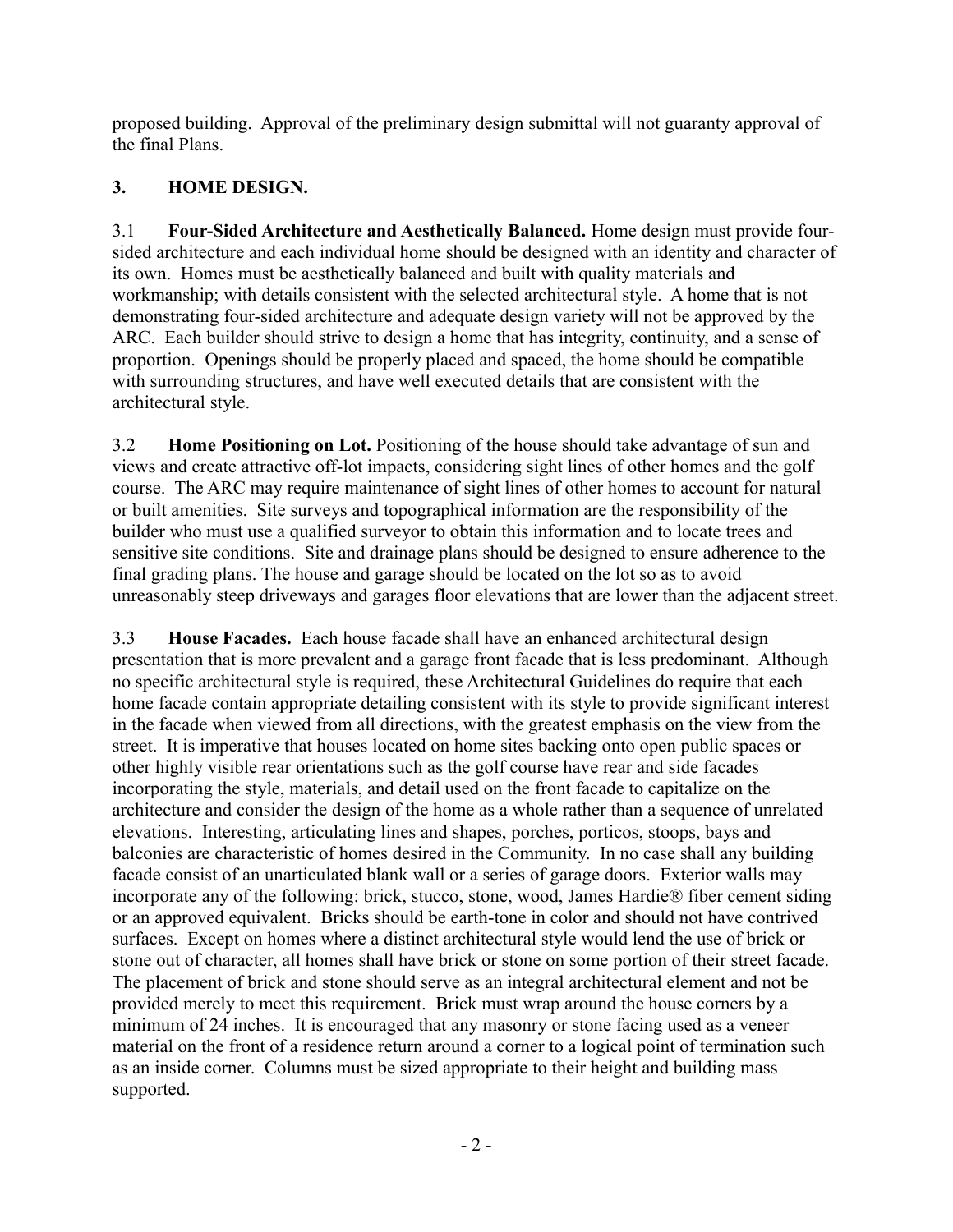proposed building. Approval of the preliminary design submittal will not guaranty approval of the final Plans.

## 3. HOME DESIGN.

3.1 **Four-Sided Architecture and Aesthetically Balanced.** Home design must provide four-sided architecture and each individual home should be designed with an identity and character of its own. Homes must be aesthetically balanced and built with quality materials and workmanship; with details consistent with the selected architectural style. A home that is not demonstrating four-sided architecture and adequate design variety will not be approved by the ARC. Each builder should strive to design a home that has integrity, continuity, and a sense of proportion. Openings should be properly placed and spaced, the home should be compatible with surrounding structures, and have well executed details that are consistent with the architectural style.

3.2 **Home Positioning on Lot.** Positioning of the house should take advantage of sun and views and create attractive off-lot impacts, considering sight lines of other homes and the golf course. The ARC may require maintenance of sight lines of other homes to account for natural or built amenities. Site surveys and topographical information are the responsibility of the builder who must use a qualified surveyor to obtain this information and to locate trees and sensitive site conditions. Site and drainage plans should be designed to ensure adherence to the final grading plans. The house and garage should be located on the lot so as to avoid unreasonably steep driveways and garages floor elevations that are lower than the adjacent street.

3.3 **House Facades.** Each house facade shall have an enhanced architectural design presentation that is more prevalent and a garage front facade that is less predominant. Although no specific architectural style is required, these Architectural Guidelines do require that each home facade contain appropriate detailing consistent with its style to provide significant interest in the facade when viewed from all directions, with the greatest emphasis on the view from the street. It is imperative that houses located on home sites backing onto open public spaces or other highly visible rear orientations such as the golf course have rear and side facades incorporating the style, materials, and detail used on the front facade to capitalize on the architecture and consider the design of the home as a whole rather than a sequence of unrelated elevations. Interesting, articulating lines and shapes, porches, porticos, stoops, bays and balconies are characteristic of homes desired in the Community. In no case shall any building facade consist of an unarticulated blank wall or a series of garage doors. Exterior walls may incorporate any of the following: brick, stucco, stone, wood, James Hardie® fiber cement siding or an approved equivalent. Bricks should be earth-tone in color and should not have contrived surfaces. Except on homes where a distinct architectural style would lend the use of brick or stone out of character, all homes shall have brick or stone on some portion of their street facade. The placement of brick and stone should serve as an integral architectural element and not be provided merely to meet this requirement. Brick must wrap around the house corners by a minimum of 24 inches. It is encouraged that any masonry or stone facing used as a veneer material on the front of a residence return around a corner to a logical point of termination such as an inside corner. Columns must be sized appropriate to their height and building mass supported.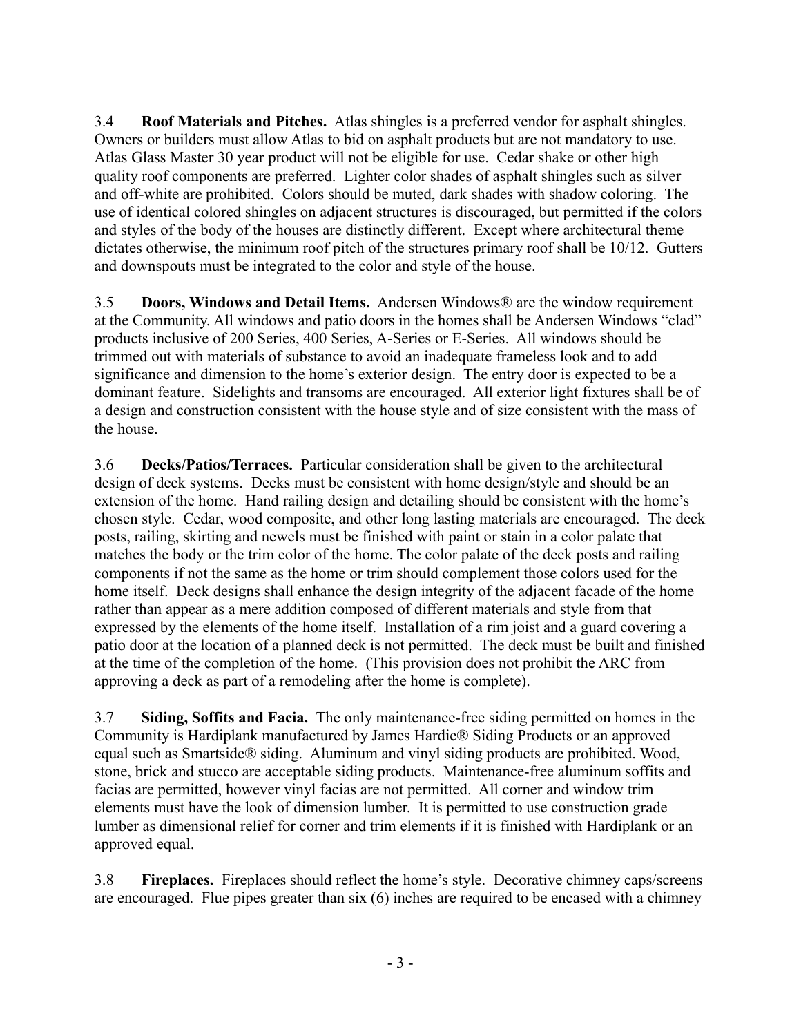3.4 **Roof Materials and Pitches.** Atlas shingles is a preferred vendor for asphalt shingles. Owners or builders must allow Atlas to bid on asphalt products but are not mandatory to use. Atlas Glass Master 30 year product will not be eligible for use. Cedar shake or other high quality roof components are preferred. Lighter color shades of asphalt shingles such as silver and off-white are prohibited. Colors should be muted, dark shades with shadow coloring. The use of identical colored shingles on adjacent structures is discouraged, but permitted if the colors and styles of the body of the houses are distinctly different. Except where architectural theme dictates otherwise, the minimum roof pitch of the structures primary roof shall be 10/12. Gutters and downspouts must be integrated to the color and style of the house.

3.5 **Doors, Windows and Detail Items.** Andersen Windows® are the window requirement at the Community. All windows and patio doors in the homes shall be Andersen Windows "clad" products inclusive of 200 Series, 400 Series, A-Series or E-Series. All windows should be trimmed out with materials of substance to avoid an inadequate frameless look and to add significance and dimension to the home's exterior design. The entry door is expected to be a dominant feature. Sidelights and transoms are encouraged. All exterior light fixtures shall be of a design and construction consistent with the house style and of size consistent with the mass of the house.

3.6 **Decks/Patios/Terraces.** Particular consideration shall be given to the architectural design of deck systems. Decks must be consistent with home design/style and should be an extension of the home. Hand railing design and detailing should be consistent with the home's chosen style. Cedar, wood composite, and other long lasting materials are encouraged. The deck posts, railing, skirting and newels must be finished with paint or stain in a color palate that matches the body or the trim color of the home. The color palate of the deck posts and railing components if not the same as the home or trim should complement those colors used for the home itself. Deck designs shall enhance the design integrity of the adjacent facade of the home rather than appear as a mere addition composed of different materials and style from that expressed by the elements of the home itself. Installation of a rim joist and a guard covering a patio door at the location of a planned deck is not permitted. The deck must be built and finished at the time of the completion of the home. (This provision does not prohibit the ARC from approving a deck as part of a remodeling after the home is complete).

3.7 **Siding, Soffits and Facia.** The only maintenance-free siding permitted on homes in the Community is Hardiplank manufactured by James Hardie® Siding Products or an approved equal such as Smartside® siding. Aluminum and vinyl siding products are prohibited. Wood, stone, brick and stucco are acceptable siding products. Maintenance-free aluminum soffits and facias are permitted, however vinyl facias are not permitted. All corner and window trim elements must have the look of dimension lumber. It is permitted to use construction grade lumber as dimensional relief for corner and trim elements if it is finished with Hardiplank or an approved equal.

3.8 **Fireplaces.** Fireplaces should reflect the home's style. Decorative chimney caps/screens are encouraged. Flue pipes greater than six (6) inches are required to be encased with a chimney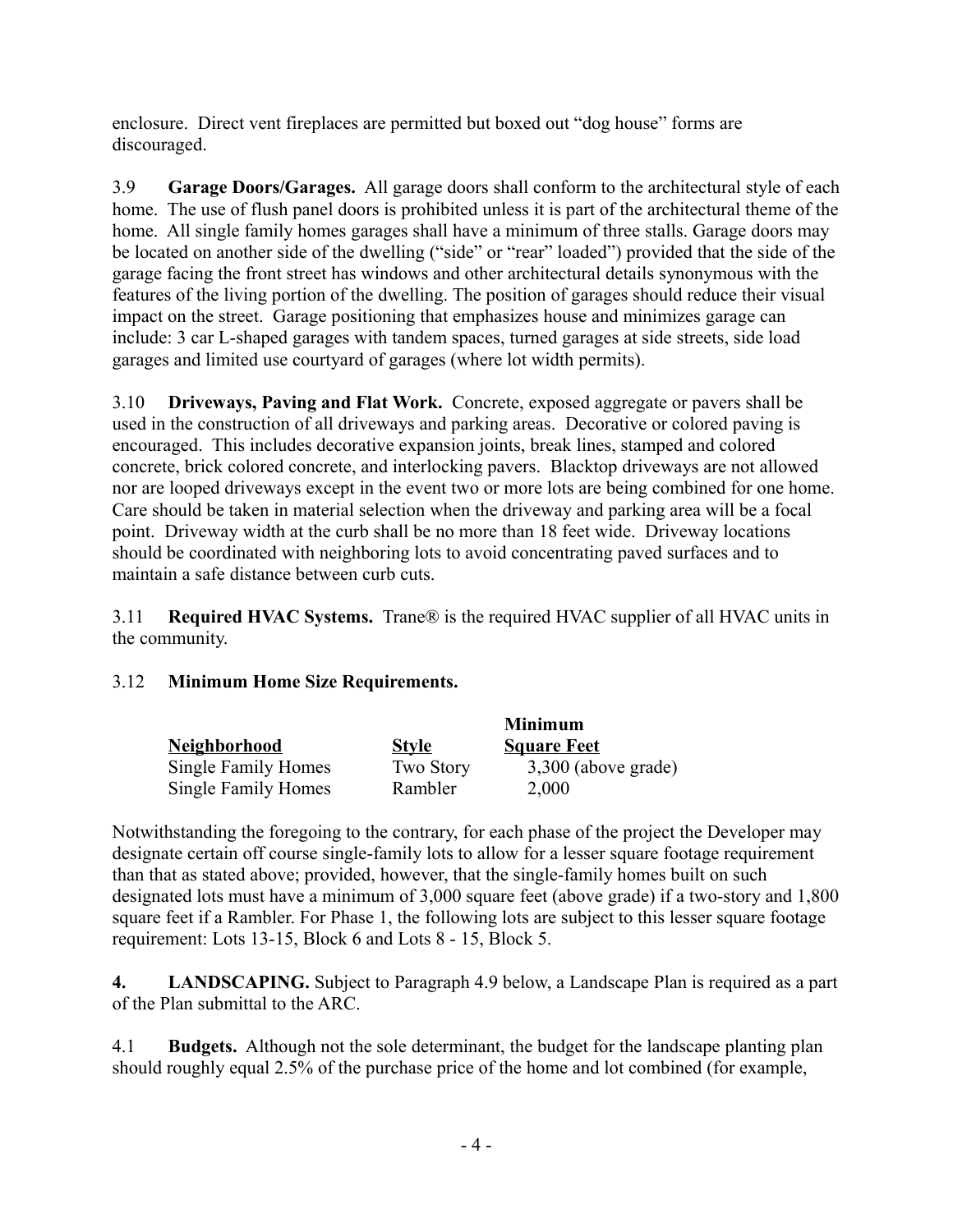enclosure. Direct vent fireplaces are permitted but boxed out "dog house" forms are discouraged.

3.9 **Garage Doors/Garages.** All garage doors shall conform to the architectural style of each home. The use of flush panel doors is prohibited unless it is part of the architectural theme of the home. All single family homes garages shall have a minimum of three stalls. Garage doors may be located on another side of the dwelling ("side" or "rear" loaded") provided that the side of the garage facing the front street has windows and other architectural details synonymous with the features of the living portion of the dwelling. The position of garages should reduce their visual impact on the street. Garage positioning that emphasizes house and minimizes garage can include: 3 car L-shaped garages with tandem spaces, turned garages at side streets, side load garages and limited use courtyard of garages (where lot width permits).

3.10 **Driveways, Paving and Flat Work.** Concrete, exposed aggregate or pavers shall be used in the construction of all driveways and parking areas. Decorative or colored paving is encouraged. This includes decorative expansion joints, break lines, stamped and colored concrete, brick colored concrete, and interlocking pavers. Blacktop driveways are not allowed nor are looped driveways except in the event two or more lots are being combined for one home. Care should be taken in material selection when the driveway and parking area will be a focal point. Driveway width at the curb shall be no more than 18 feet wide. Driveway locations should be coordinated with neighboring lots to avoid concentrating paved surfaces and to maintain a safe distance between curb cuts.

3.11 **Required HVAC Systems.** Trane® is the required HVAC supplier of all HVAC units in the community.

3.12 **Minimum Home Size Requirements.**

| Neighborhood | Style | Minimum Square Feet |
|---|---|---|
| Single Family Homes | Two Story | 3,300 (above grade) |
| Single Family Homes | Rambler | 2,000 |

Notwithstanding the foregoing to the contrary, for each phase of the project the Developer may designate certain off course single-family lots to allow for a lesser square footage requirement than that as stated above; provided, however, that the single-family homes built on such designated lots must have a minimum of 3,000 square feet (above grade) if a two-story and 1,800 square feet if a Rambler. For Phase 1, the following lots are subject to this lesser square footage requirement: Lots 13-15, Block 6 and Lots 8 - 15, Block 5.

**4. LANDSCAPING.** Subject to Paragraph 4.9 below, a Landscape Plan is required as a part of the Plan submittal to the ARC.

4.1 **Budgets.** Although not the sole determinant, the budget for the landscape planting plan should roughly equal 2.5% of the purchase price of the home and lot combined (for example,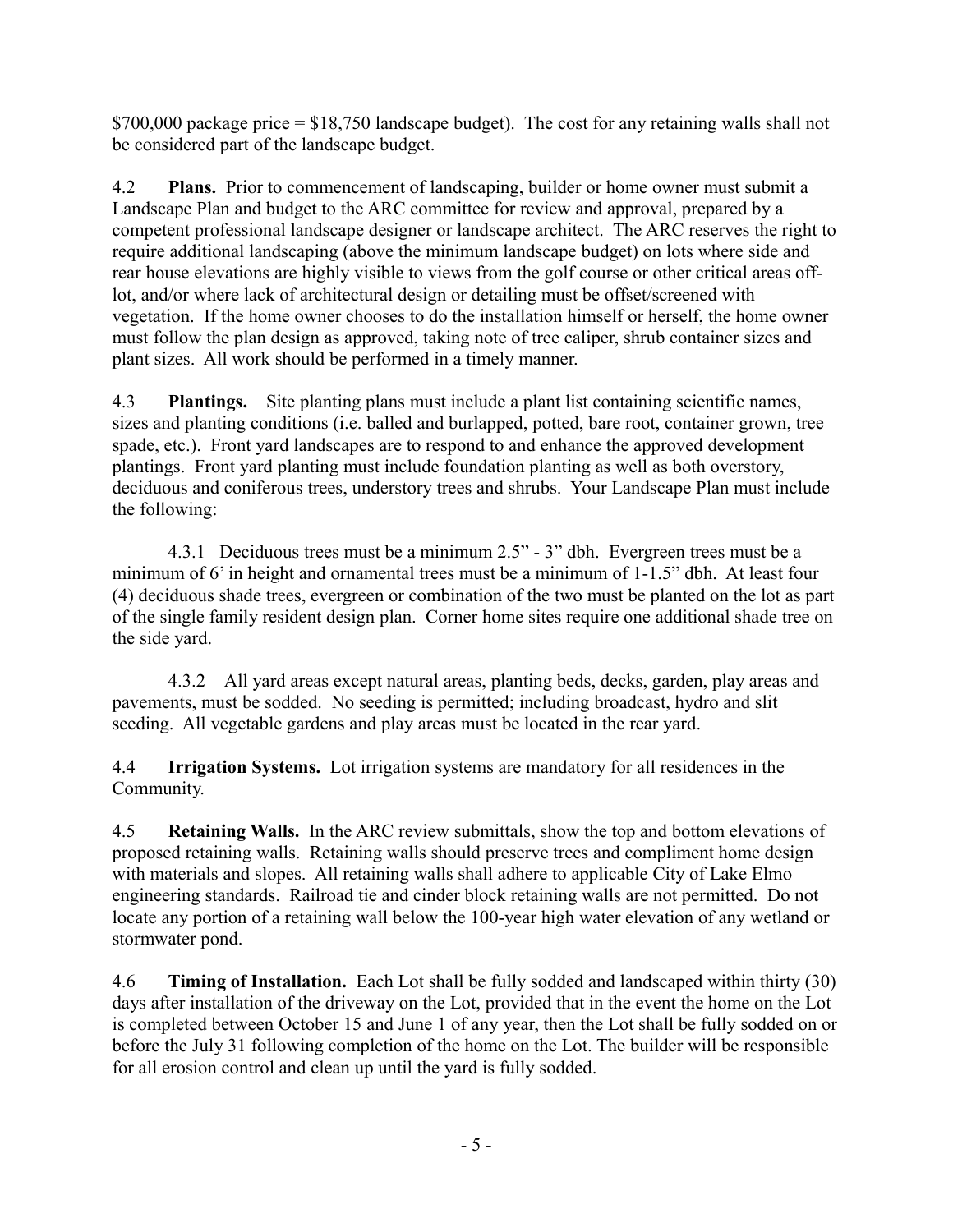$700,000 package price = $18,750 landscape budget).  The cost for any retaining walls shall not be considered part of the landscape budget.

4.2 **Plans.** Prior to commencement of landscaping, builder or home owner must submit a Landscape Plan and budget to the ARC committee for review and approval, prepared by a competent professional landscape designer or landscape architect. The ARC reserves the right to require additional landscaping (above the minimum landscape budget) on lots where side and rear house elevations are highly visible to views from the golf course or other critical areas off-lot, and/or where lack of architectural design or detailing must be offset/screened with vegetation. If the home owner chooses to do the installation himself or herself, the home owner must follow the plan design as approved, taking note of tree caliper, shrub container sizes and plant sizes. All work should be performed in a timely manner.

4.3 **Plantings.** Site planting plans must include a plant list containing scientific names, sizes and planting conditions (i.e. balled and burlapped, potted, bare root, container grown, tree spade, etc.). Front yard landscapes are to respond to and enhance the approved development plantings. Front yard planting must include foundation planting as well as both overstory, deciduous and coniferous trees, understory trees and shrubs. Your Landscape Plan must include the following:

4.3.1 Deciduous trees must be a minimum 2.5" - 3" dbh. Evergreen trees must be a minimum of 6' in height and ornamental trees must be a minimum of 1-1.5" dbh. At least four (4) deciduous shade trees, evergreen or combination of the two must be planted on the lot as part of the single family resident design plan. Corner home sites require one additional shade tree on the side yard.

4.3.2 All yard areas except natural areas, planting beds, decks, garden, play areas and pavements, must be sodded. No seeding is permitted; including broadcast, hydro and slit seeding. All vegetable gardens and play areas must be located in the rear yard.

4.4 **Irrigation Systems.** Lot irrigation systems are mandatory for all residences in the Community.

4.5 **Retaining Walls.** In the ARC review submittals, show the top and bottom elevations of proposed retaining walls. Retaining walls should preserve trees and compliment home design with materials and slopes. All retaining walls shall adhere to applicable City of Lake Elmo engineering standards. Railroad tie and cinder block retaining walls are not permitted. Do not locate any portion of a retaining wall below the 100-year high water elevation of any wetland or stormwater pond.

4.6 **Timing of Installation.** Each Lot shall be fully sodded and landscaped within thirty (30) days after installation of the driveway on the Lot, provided that in the event the home on the Lot is completed between October 15 and June 1 of any year, then the Lot shall be fully sodded on or before the July 31 following completion of the home on the Lot. The builder will be responsible for all erosion control and clean up until the yard is fully sodded.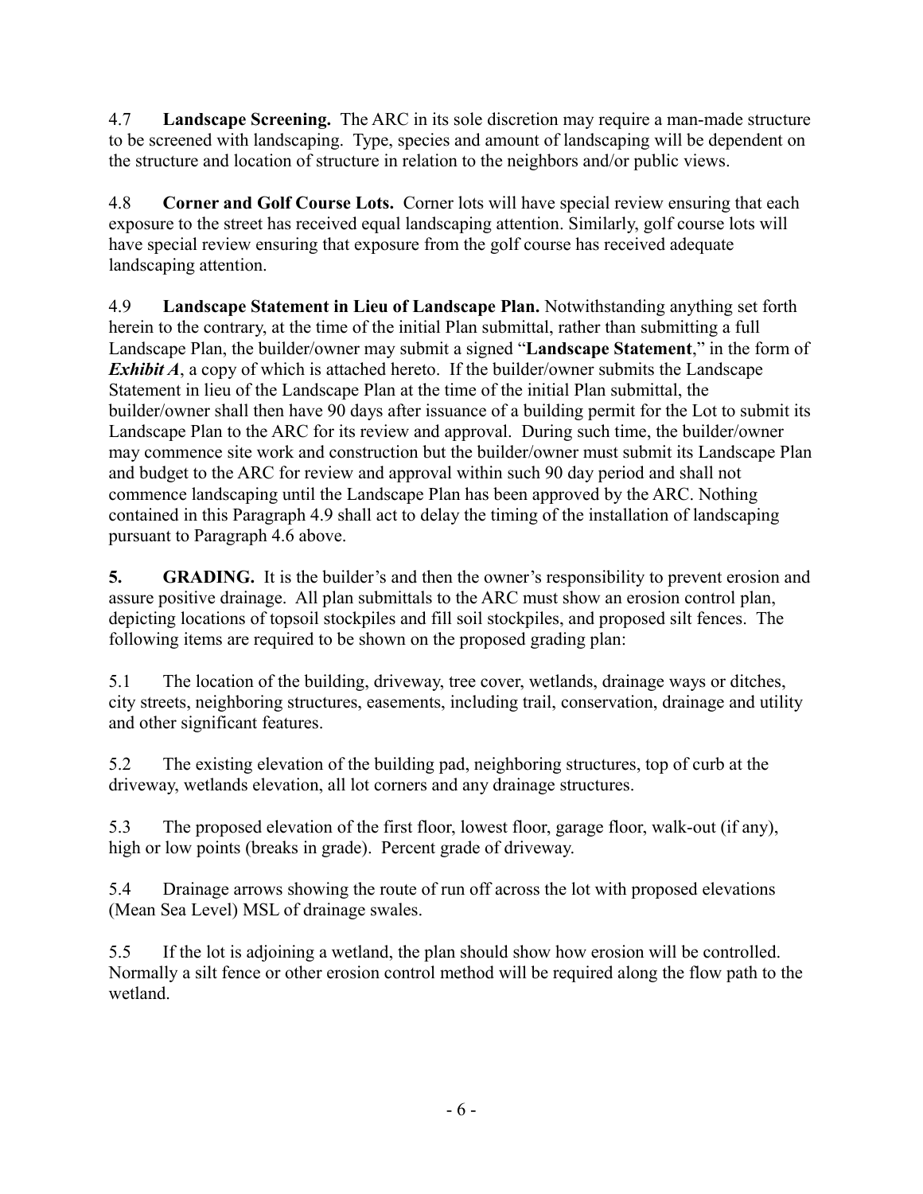4.7 **Landscape Screening.** The ARC in its sole discretion may require a man-made structure to be screened with landscaping. Type, species and amount of landscaping will be dependent on the structure and location of structure in relation to the neighbors and/or public views.

4.8 **Corner and Golf Course Lots.** Corner lots will have special review ensuring that each exposure to the street has received equal landscaping attention. Similarly, golf course lots will have special review ensuring that exposure from the golf course has received adequate landscaping attention.

4.9 **Landscape Statement in Lieu of Landscape Plan.** Notwithstanding anything set forth herein to the contrary, at the time of the initial Plan submittal, rather than submitting a full Landscape Plan, the builder/owner may submit a signed "**Landscape Statement**," in the form of ***Exhibit A***, a copy of which is attached hereto. If the builder/owner submits the Landscape Statement in lieu of the Landscape Plan at the time of the initial Plan submittal, the builder/owner shall then have 90 days after issuance of a building permit for the Lot to submit its Landscape Plan to the ARC for its review and approval. During such time, the builder/owner may commence site work and construction but the builder/owner must submit its Landscape Plan and budget to the ARC for review and approval within such 90 day period and shall not commence landscaping until the Landscape Plan has been approved by the ARC. Nothing contained in this Paragraph 4.9 shall act to delay the timing of the installation of landscaping pursuant to Paragraph 4.6 above.

**5. GRADING.** It is the builder's and then the owner's responsibility to prevent erosion and assure positive drainage. All plan submittals to the ARC must show an erosion control plan, depicting locations of topsoil stockpiles and fill soil stockpiles, and proposed silt fences. The following items are required to be shown on the proposed grading plan:

5.1 The location of the building, driveway, tree cover, wetlands, drainage ways or ditches, city streets, neighboring structures, easements, including trail, conservation, drainage and utility and other significant features.

5.2 The existing elevation of the building pad, neighboring structures, top of curb at the driveway, wetlands elevation, all lot corners and any drainage structures.

5.3 The proposed elevation of the first floor, lowest floor, garage floor, walk-out (if any), high or low points (breaks in grade). Percent grade of driveway.

5.4 Drainage arrows showing the route of run off across the lot with proposed elevations (Mean Sea Level) MSL of drainage swales.

5.5 If the lot is adjoining a wetland, the plan should show how erosion will be controlled. Normally a silt fence or other erosion control method will be required along the flow path to the wetland.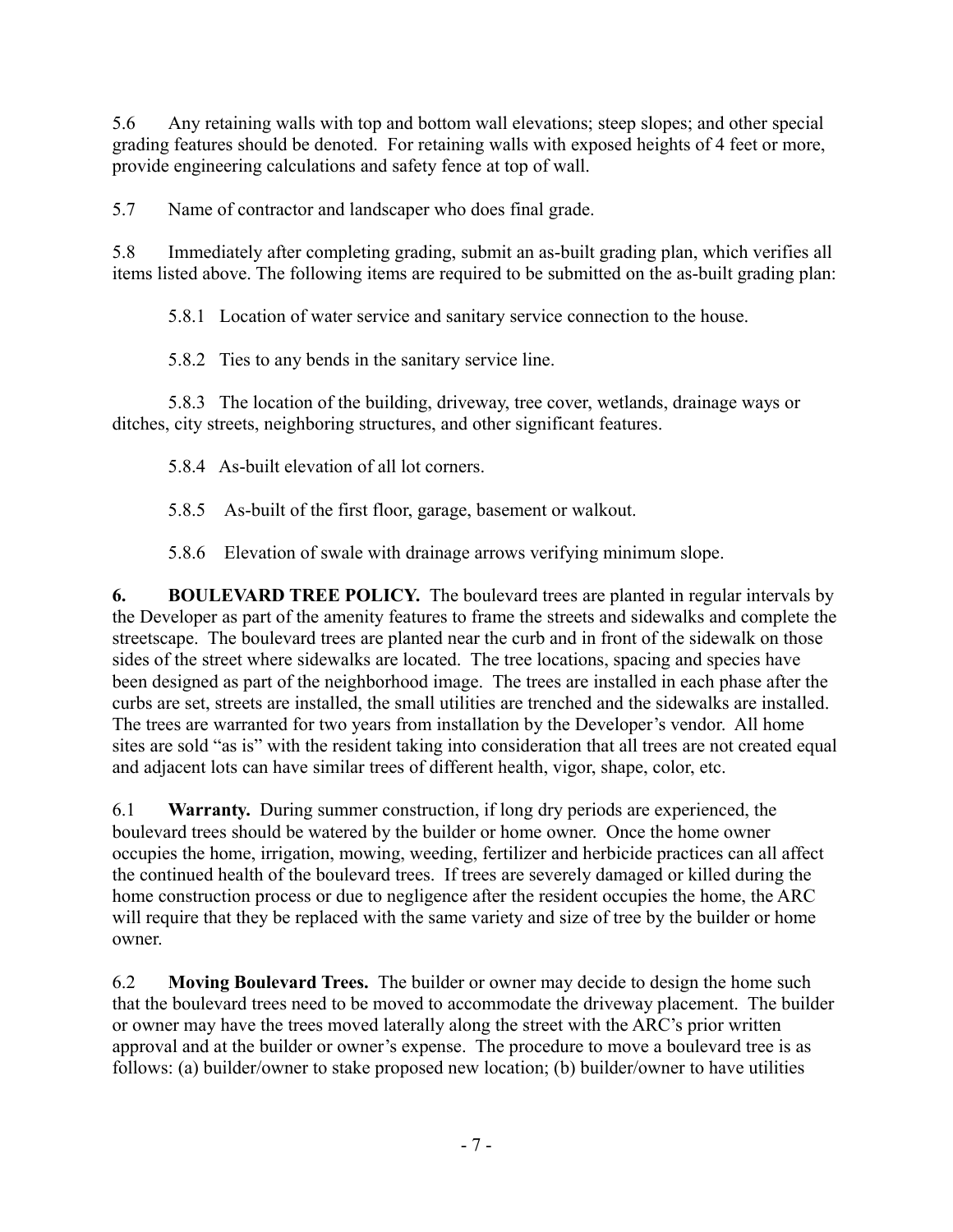5.6 Any retaining walls with top and bottom wall elevations; steep slopes; and other special grading features should be denoted. For retaining walls with exposed heights of 4 feet or more, provide engineering calculations and safety fence at top of wall.

5.7 Name of contractor and landscaper who does final grade.

5.8 Immediately after completing grading, submit an as-built grading plan, which verifies all items listed above. The following items are required to be submitted on the as-built grading plan:

5.8.1 Location of water service and sanitary service connection to the house.

5.8.2 Ties to any bends in the sanitary service line.

5.8.3 The location of the building, driveway, tree cover, wetlands, drainage ways or ditches, city streets, neighboring structures, and other significant features.

5.8.4 As-built elevation of all lot corners.

5.8.5 As-built of the first floor, garage, basement or walkout.

5.8.6 Elevation of swale with drainage arrows verifying minimum slope.

**6. BOULEVARD TREE POLICY.** The boulevard trees are planted in regular intervals by the Developer as part of the amenity features to frame the streets and sidewalks and complete the streetscape. The boulevard trees are planted near the curb and in front of the sidewalk on those sides of the street where sidewalks are located. The tree locations, spacing and species have been designed as part of the neighborhood image. The trees are installed in each phase after the curbs are set, streets are installed, the small utilities are trenched and the sidewalks are installed. The trees are warranted for two years from installation by the Developer's vendor. All home sites are sold "as is" with the resident taking into consideration that all trees are not created equal and adjacent lots can have similar trees of different health, vigor, shape, color, etc.

6.1 **Warranty.** During summer construction, if long dry periods are experienced, the boulevard trees should be watered by the builder or home owner. Once the home owner occupies the home, irrigation, mowing, weeding, fertilizer and herbicide practices can all affect the continued health of the boulevard trees. If trees are severely damaged or killed during the home construction process or due to negligence after the resident occupies the home, the ARC will require that they be replaced with the same variety and size of tree by the builder or home owner.

6.2 **Moving Boulevard Trees.** The builder or owner may decide to design the home such that the boulevard trees need to be moved to accommodate the driveway placement. The builder or owner may have the trees moved laterally along the street with the ARC's prior written approval and at the builder or owner's expense. The procedure to move a boulevard tree is as follows: (a) builder/owner to stake proposed new location; (b) builder/owner to have utilities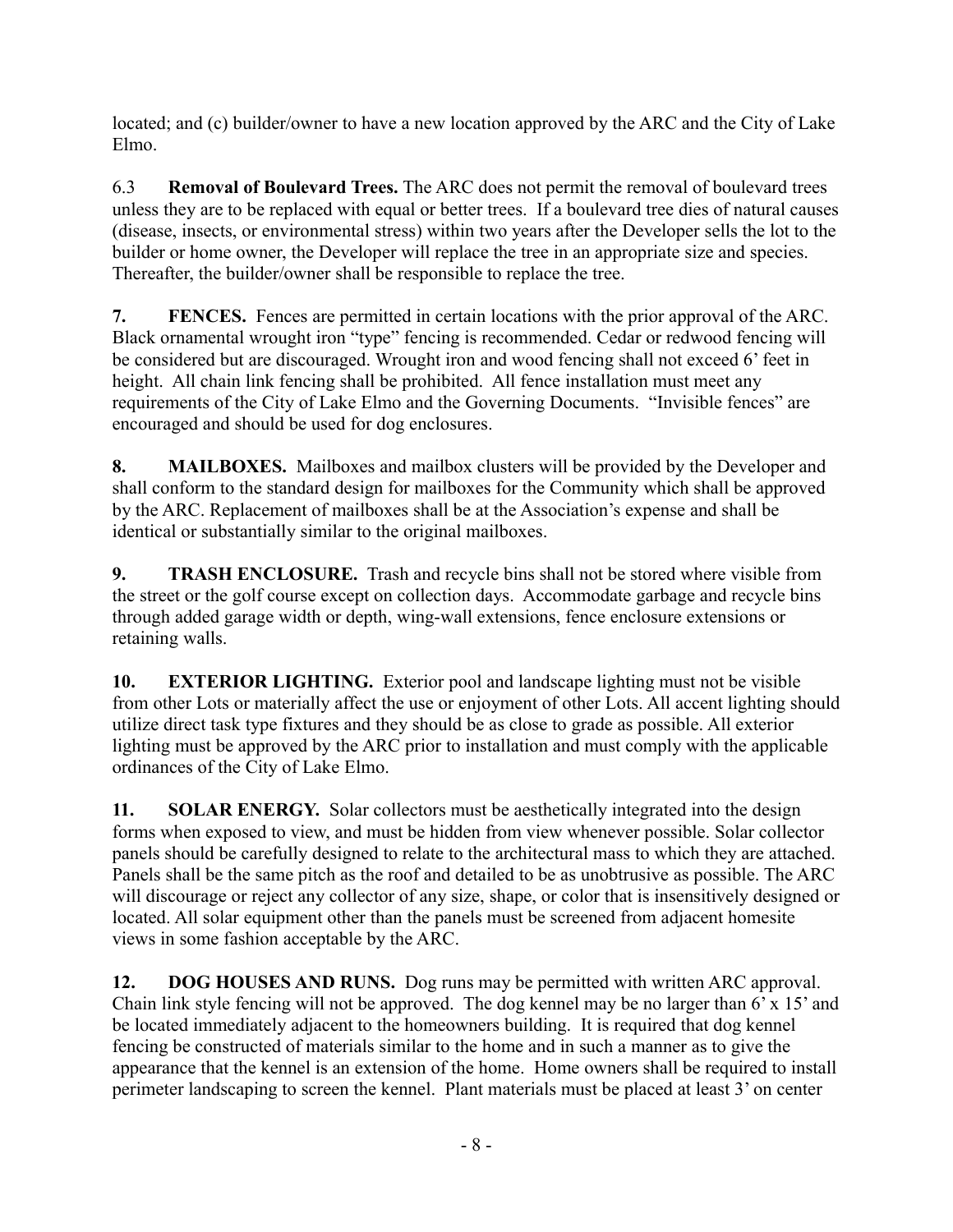located; and (c) builder/owner to have a new location approved by the ARC and the City of Lake Elmo.

6.3 **Removal of Boulevard Trees.** The ARC does not permit the removal of boulevard trees unless they are to be replaced with equal or better trees. If a boulevard tree dies of natural causes (disease, insects, or environmental stress) within two years after the Developer sells the lot to the builder or home owner, the Developer will replace the tree in an appropriate size and species. Thereafter, the builder/owner shall be responsible to replace the tree.

**7. FENCES.** Fences are permitted in certain locations with the prior approval of the ARC. Black ornamental wrought iron "type" fencing is recommended. Cedar or redwood fencing will be considered but are discouraged. Wrought iron and wood fencing shall not exceed 6' feet in height. All chain link fencing shall be prohibited. All fence installation must meet any requirements of the City of Lake Elmo and the Governing Documents. "Invisible fences" are encouraged and should be used for dog enclosures.

**8. MAILBOXES.** Mailboxes and mailbox clusters will be provided by the Developer and shall conform to the standard design for mailboxes for the Community which shall be approved by the ARC. Replacement of mailboxes shall be at the Association's expense and shall be identical or substantially similar to the original mailboxes.

**9. TRASH ENCLOSURE.** Trash and recycle bins shall not be stored where visible from the street or the golf course except on collection days. Accommodate garbage and recycle bins through added garage width or depth, wing-wall extensions, fence enclosure extensions or retaining walls.

**10. EXTERIOR LIGHTING.** Exterior pool and landscape lighting must not be visible from other Lots or materially affect the use or enjoyment of other Lots. All accent lighting should utilize direct task type fixtures and they should be as close to grade as possible. All exterior lighting must be approved by the ARC prior to installation and must comply with the applicable ordinances of the City of Lake Elmo.

**11. SOLAR ENERGY.** Solar collectors must be aesthetically integrated into the design forms when exposed to view, and must be hidden from view whenever possible. Solar collector panels should be carefully designed to relate to the architectural mass to which they are attached. Panels shall be the same pitch as the roof and detailed to be as unobtrusive as possible. The ARC will discourage or reject any collector of any size, shape, or color that is insensitively designed or located. All solar equipment other than the panels must be screened from adjacent homesite views in some fashion acceptable by the ARC.

**12. DOG HOUSES AND RUNS.** Dog runs may be permitted with written ARC approval. Chain link style fencing will not be approved. The dog kennel may be no larger than 6' x 15' and be located immediately adjacent to the homeowners building. It is required that dog kennel fencing be constructed of materials similar to the home and in such a manner as to give the appearance that the kennel is an extension of the home. Home owners shall be required to install perimeter landscaping to screen the kennel. Plant materials must be placed at least 3' on center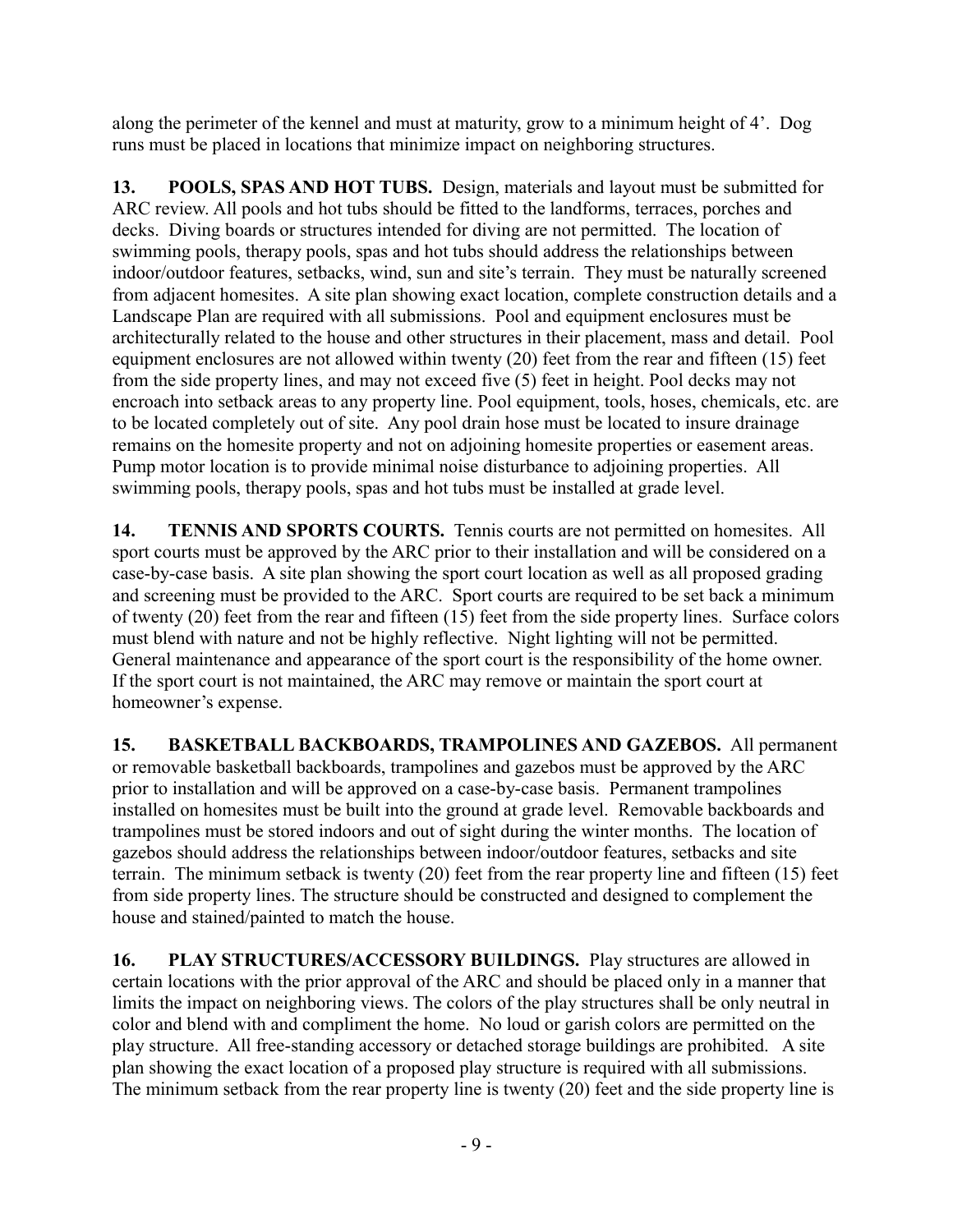along the perimeter of the kennel and must at maturity, grow to a minimum height of 4'. Dog runs must be placed in locations that minimize impact on neighboring structures.

**13. POOLS, SPAS AND HOT TUBS.** Design, materials and layout must be submitted for ARC review. All pools and hot tubs should be fitted to the landforms, terraces, porches and decks. Diving boards or structures intended for diving are not permitted. The location of swimming pools, therapy pools, spas and hot tubs should address the relationships between indoor/outdoor features, setbacks, wind, sun and site's terrain. They must be naturally screened from adjacent homesites. A site plan showing exact location, complete construction details and a Landscape Plan are required with all submissions. Pool and equipment enclosures must be architecturally related to the house and other structures in their placement, mass and detail. Pool equipment enclosures are not allowed within twenty (20) feet from the rear and fifteen (15) feet from the side property lines, and may not exceed five (5) feet in height. Pool decks may not encroach into setback areas to any property line. Pool equipment, tools, hoses, chemicals, etc. are to be located completely out of site. Any pool drain hose must be located to insure drainage remains on the homesite property and not on adjoining homesite properties or easement areas. Pump motor location is to provide minimal noise disturbance to adjoining properties. All swimming pools, therapy pools, spas and hot tubs must be installed at grade level.

**14. TENNIS AND SPORTS COURTS.** Tennis courts are not permitted on homesites. All sport courts must be approved by the ARC prior to their installation and will be considered on a case-by-case basis. A site plan showing the sport court location as well as all proposed grading and screening must be provided to the ARC. Sport courts are required to be set back a minimum of twenty (20) feet from the rear and fifteen (15) feet from the side property lines. Surface colors must blend with nature and not be highly reflective. Night lighting will not be permitted. General maintenance and appearance of the sport court is the responsibility of the home owner. If the sport court is not maintained, the ARC may remove or maintain the sport court at homeowner's expense.

**15. BASKETBALL BACKBOARDS, TRAMPOLINES AND GAZEBOS.** All permanent or removable basketball backboards, trampolines and gazebos must be approved by the ARC prior to installation and will be approved on a case-by-case basis. Permanent trampolines installed on homesites must be built into the ground at grade level. Removable backboards and trampolines must be stored indoors and out of sight during the winter months. The location of gazebos should address the relationships between indoor/outdoor features, setbacks and site terrain. The minimum setback is twenty (20) feet from the rear property line and fifteen (15) feet from side property lines. The structure should be constructed and designed to complement the house and stained/painted to match the house.

**16. PLAY STRUCTURES/ACCESSORY BUILDINGS.** Play structures are allowed in certain locations with the prior approval of the ARC and should be placed only in a manner that limits the impact on neighboring views. The colors of the play structures shall be only neutral in color and blend with and compliment the home. No loud or garish colors are permitted on the play structure. All free-standing accessory or detached storage buildings are prohibited. A site plan showing the exact location of a proposed play structure is required with all submissions. The minimum setback from the rear property line is twenty (20) feet and the side property line is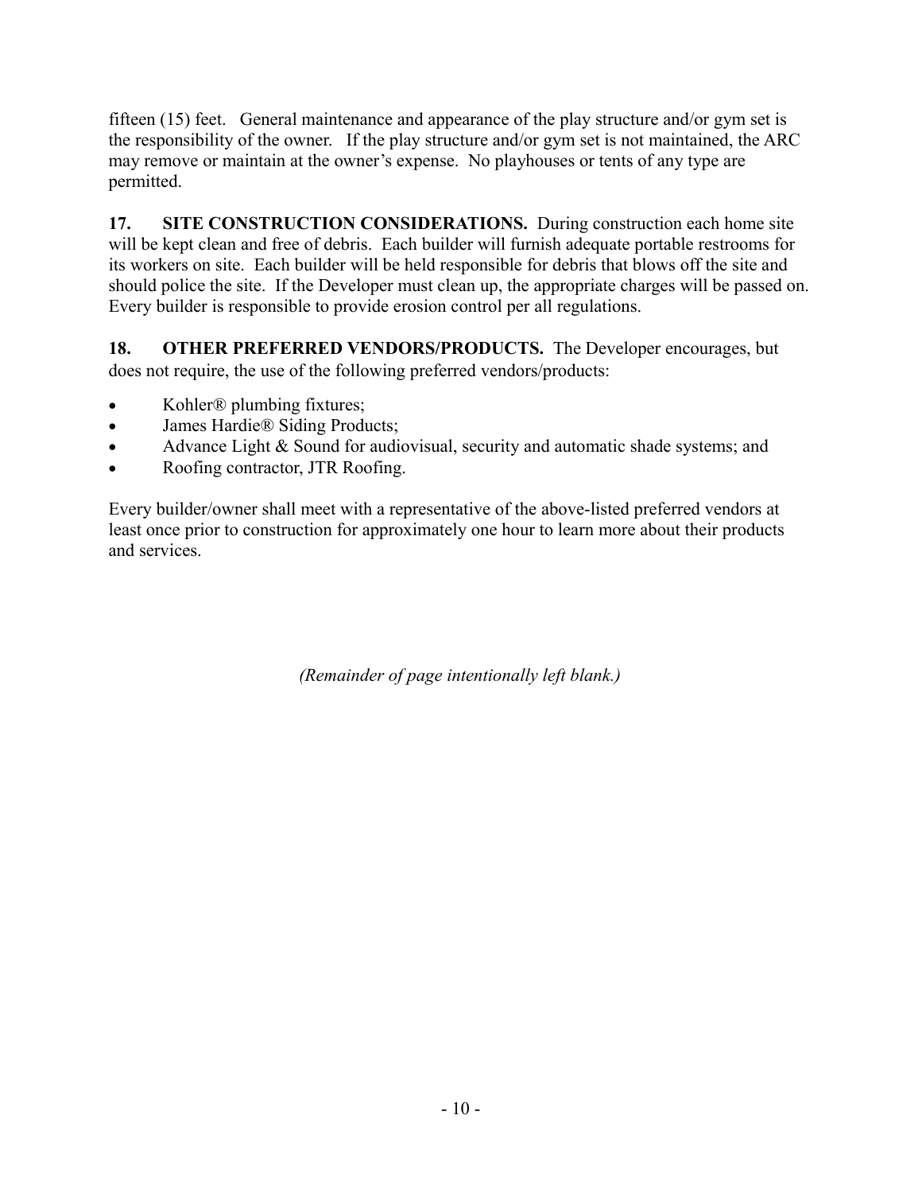fifteen (15) feet. General maintenance and appearance of the play structure and/or gym set is the responsibility of the owner. If the play structure and/or gym set is not maintained, the ARC may remove or maintain at the owner's expense. No playhouses or tents of any type are permitted.

**17. SITE CONSTRUCTION CONSIDERATIONS.** During construction each home site will be kept clean and free of debris. Each builder will furnish adequate portable restrooms for its workers on site. Each builder will be held responsible for debris that blows off the site and should police the site. If the Developer must clean up, the appropriate charges will be passed on. Every builder is responsible to provide erosion control per all regulations.

**18. OTHER PREFERRED VENDORS/PRODUCTS.** The Developer encourages, but does not require, the use of the following preferred vendors/products:

- Kohler® plumbing fixtures;
- James Hardie® Siding Products;
- Advance Light & Sound for audiovisual, security and automatic shade systems; and
- Roofing contractor, JTR Roofing.

Every builder/owner shall meet with a representative of the above-listed preferred vendors at least once prior to construction for approximately one hour to learn more about their products and services.

*(Remainder of page intentionally left blank.)*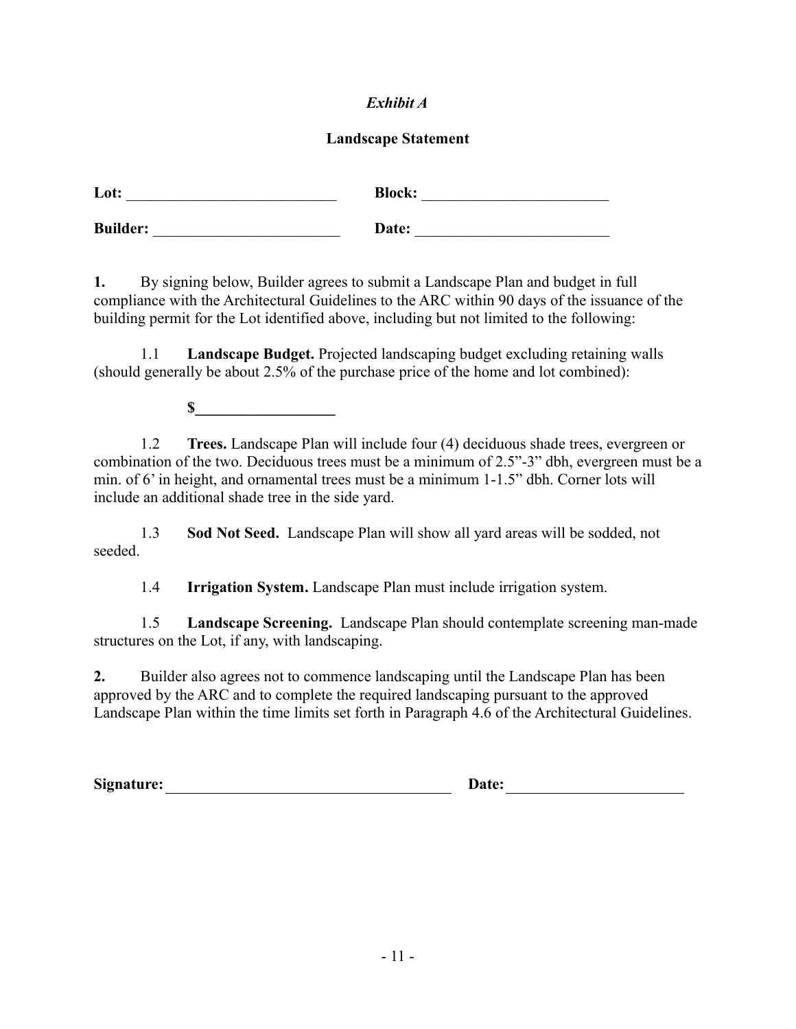*Exhibit A*

**Landscape Statement**

**Lot:** ___________________________ **Block:** ________________________

**Builder:** ________________________ **Date:** _________________________

**1.** By signing below, Builder agrees to submit a Landscape Plan and budget in full compliance with the Architectural Guidelines to the ARC within 90 days of the issuance of the building permit for the Lot identified above, including but not limited to the following:

1.1 **Landscape Budget.** Projected landscaping budget excluding retaining walls (should generally be about 2.5% of the purchase price of the home and lot combined):

**$__________________**

1.2 **Trees.** Landscape Plan will include four (4) deciduous shade trees, evergreen or combination of the two. Deciduous trees must be a minimum of 2.5"-3" dbh, evergreen must be a min. of 6' in height, and ornamental trees must be a minimum 1-1.5" dbh. Corner lots will include an additional shade tree in the side yard.

1.3 **Sod Not Seed.** Landscape Plan will show all yard areas will be sodded, not seeded.

1.4 **Irrigation System.** Landscape Plan must include irrigation system.

1.5 **Landscape Screening.** Landscape Plan should contemplate screening man-made structures on the Lot, if any, with landscaping.

**2.** Builder also agrees not to commence landscaping until the Landscape Plan has been approved by the ARC and to complete the required landscaping pursuant to the approved Landscape Plan within the time limits set forth in Paragraph 4.6 of the Architectural Guidelines.

**Signature:** ____________________________________ **Date:** ______________________